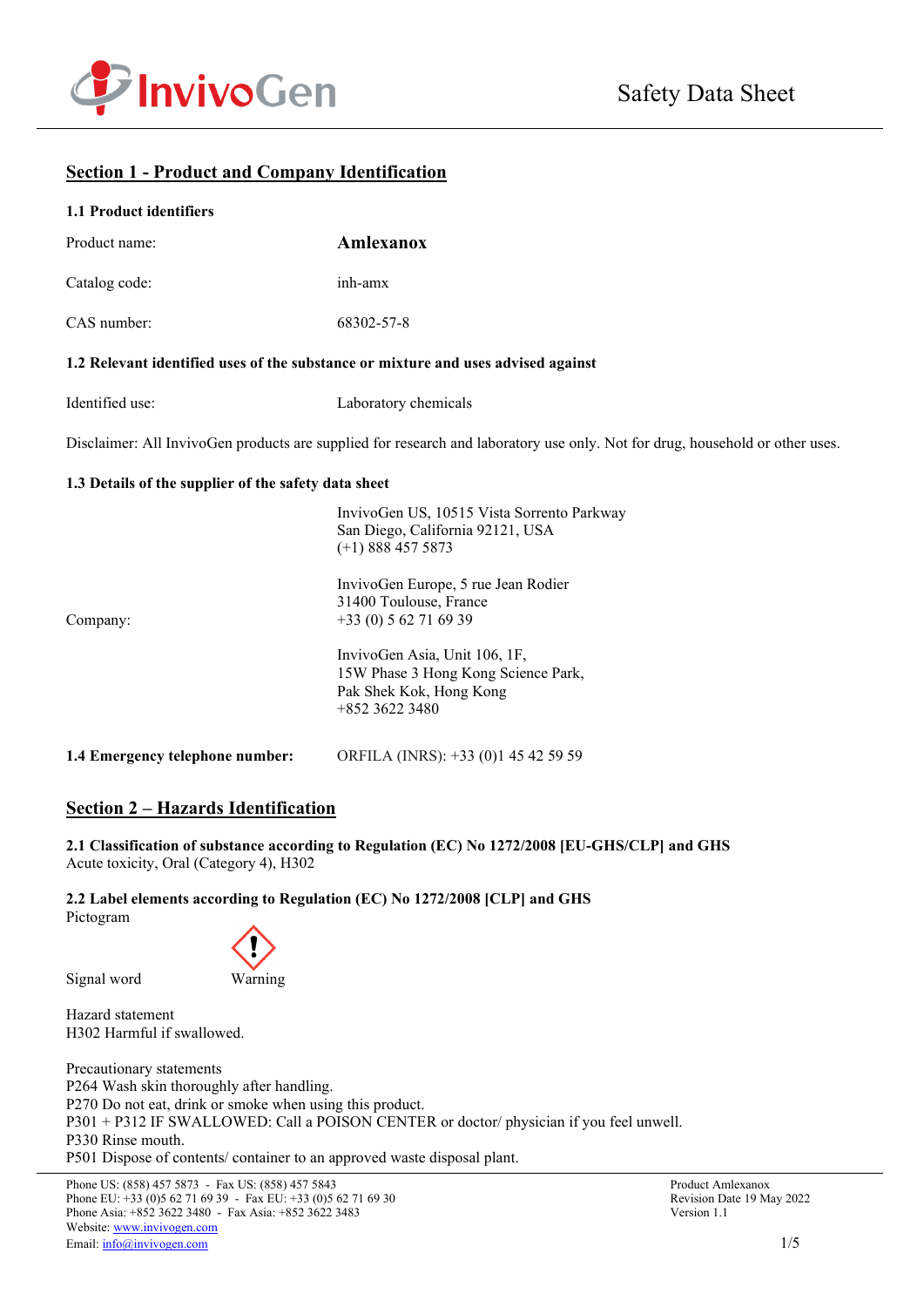Safety Data Sheet

## Section 1 - Product and Company Identification

### 1.1 Product identifiers

| | |
|---|---|
| Product name: | **Amlexanox** |
| Catalog code: | inh-amx |
| CAS number: | 68302-57-8 |

### 1.2 Relevant identified uses of the substance or mixture and uses advised against

Identified use: Laboratory chemicals

Disclaimer: All InvivoGen products are supplied for research and laboratory use only. Not for drug, household or other uses.

### 1.3 Details of the supplier of the safety data sheet

Company:

InvivoGen US, 10515 Vista Sorrento Parkway
San Diego, California 92121, USA
(+1) 888 457 5873

InvivoGen Europe, 5 rue Jean Rodier
31400 Toulouse, France
+33 (0) 5 62 71 69 39

InvivoGen Asia, Unit 106, 1F,
15W Phase 3 Hong Kong Science Park,
Pak Shek Kok, Hong Kong
+852 3622 3480

**1.4 Emergency telephone number:** ORFILA (INRS): +33 (0)1 45 42 59 59

## Section 2 – Hazards Identification

**2.1 Classification of substance according to Regulation (EC) No 1272/2008 [EU-GHS/CLP] and GHS**
Acute toxicity, Oral (Category 4), H302

**2.2 Label elements according to Regulation (EC) No 1272/2008 [CLP] and GHS**
Pictogram

Signal word: Warning

Hazard statement
H302 Harmful if swallowed.

Precautionary statements
P264 Wash skin thoroughly after handling.
P270 Do not eat, drink or smoke when using this product.
P301 + P312 IF SWALLOWED: Call a POISON CENTER or doctor/ physician if you feel unwell.
P330 Rinse mouth.
P501 Dispose of contents/ container to an approved waste disposal plant.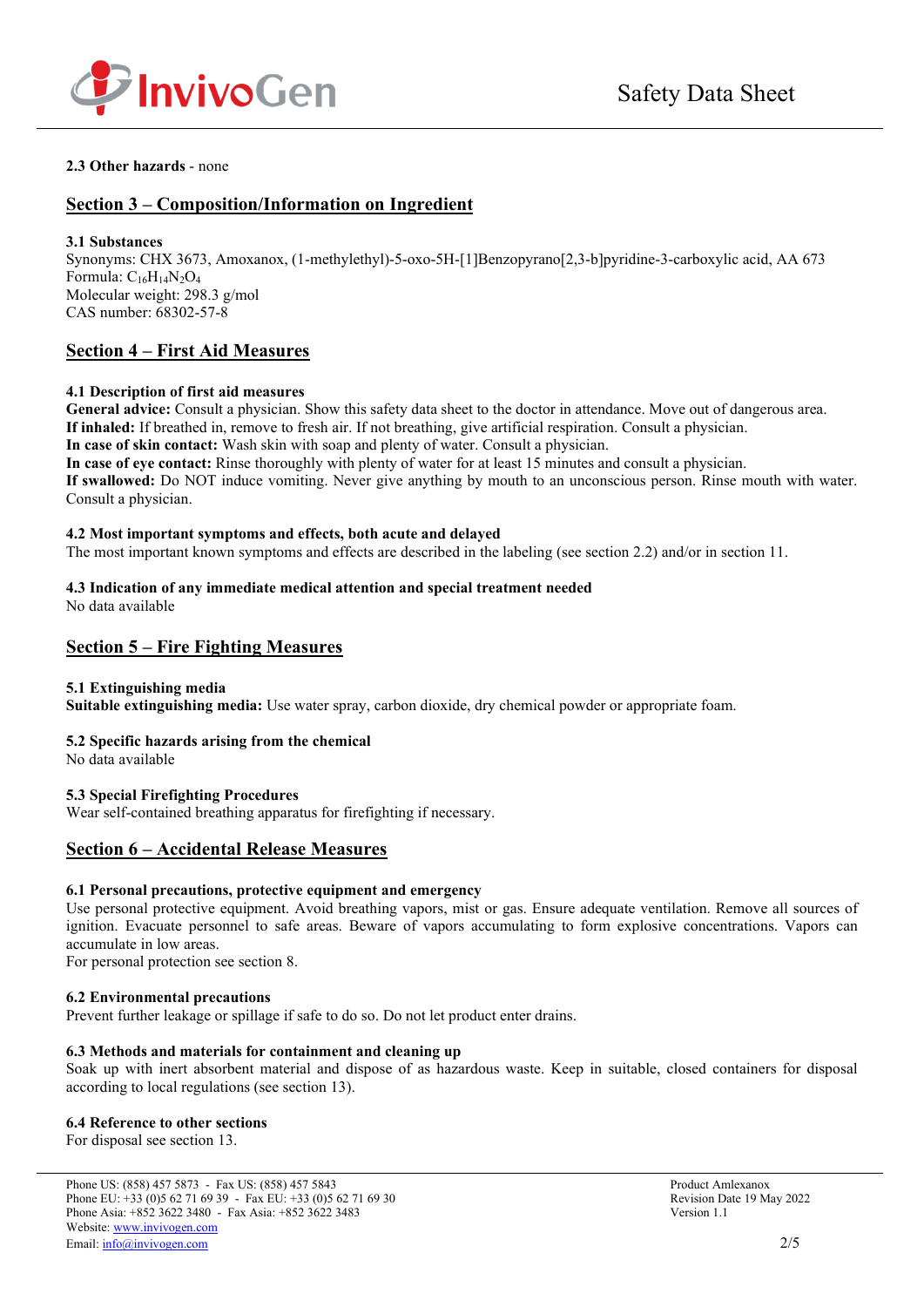**2.3 Other hazards** - none

## Section 3 – Composition/Information on Ingredient

**3.1 Substances**

Synonyms: CHX 3673, Amoxanox, (1-methylethyl)-5-oxo-5H-[1]Benzopyrano[2,3-b]pyridine-3-carboxylic acid, AA 673
Formula: $C_{16}H_{14}N_2O_4$
Molecular weight: 298.3 g/mol
CAS number: 68302-57-8

## Section 4 – First Aid Measures

**4.1 Description of first aid measures**

**General advice:** Consult a physician. Show this safety data sheet to the doctor in attendance. Move out of dangerous area.
**If inhaled:** If breathed in, remove to fresh air. If not breathing, give artificial respiration. Consult a physician.
**In case of skin contact:** Wash skin with soap and plenty of water. Consult a physician.
**In case of eye contact:** Rinse thoroughly with plenty of water for at least 15 minutes and consult a physician.
**If swallowed:** Do NOT induce vomiting. Never give anything by mouth to an unconscious person. Rinse mouth with water. Consult a physician.

**4.2 Most important symptoms and effects, both acute and delayed**

The most important known symptoms and effects are described in the labeling (see section 2.2) and/or in section 11.

**4.3 Indication of any immediate medical attention and special treatment needed**

No data available

## Section 5 – Fire Fighting Measures

**5.1 Extinguishing media**

**Suitable extinguishing media:** Use water spray, carbon dioxide, dry chemical powder or appropriate foam.

**5.2 Specific hazards arising from the chemical**

No data available

**5.3 Special Firefighting Procedures**

Wear self-contained breathing apparatus for firefighting if necessary.

## Section 6 – Accidental Release Measures

**6.1 Personal precautions, protective equipment and emergency**

Use personal protective equipment. Avoid breathing vapors, mist or gas. Ensure adequate ventilation. Remove all sources of ignition. Evacuate personnel to safe areas. Beware of vapors accumulating to form explosive concentrations. Vapors can accumulate in low areas.
For personal protection see section 8.

**6.2 Environmental precautions**

Prevent further leakage or spillage if safe to do so. Do not let product enter drains.

**6.3 Methods and materials for containment and cleaning up**

Soak up with inert absorbent material and dispose of as hazardous waste. Keep in suitable, closed containers for disposal according to local regulations (see section 13).

**6.4 Reference to other sections**

For disposal see section 13.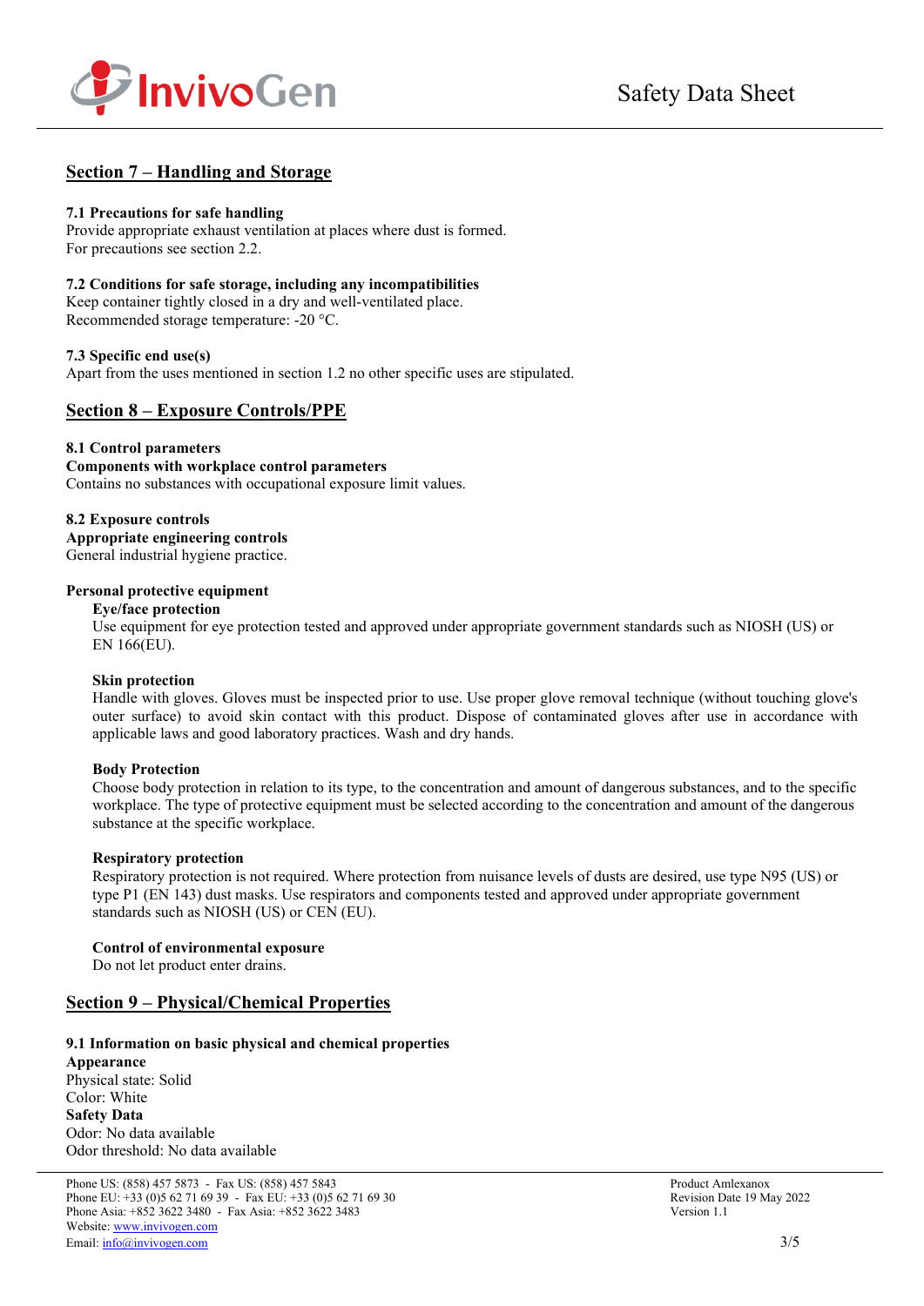## Section 7 – Handling and Storage

**7.1 Precautions for safe handling**
Provide appropriate exhaust ventilation at places where dust is formed.
For precautions see section 2.2.

**7.2 Conditions for safe storage, including any incompatibilities**
Keep container tightly closed in a dry and well-ventilated place.
Recommended storage temperature: -20 °C.

**7.3 Specific end use(s)**
Apart from the uses mentioned in section 1.2 no other specific uses are stipulated.

## Section 8 – Exposure Controls/PPE

**8.1 Control parameters**
**Components with workplace control parameters**
Contains no substances with occupational exposure limit values.

**8.2 Exposure controls**
**Appropriate engineering controls**
General industrial hygiene practice.

**Personal protective equipment**

**Eye/face protection**
Use equipment for eye protection tested and approved under appropriate government standards such as NIOSH (US) or EN 166(EU).

**Skin protection**
Handle with gloves. Gloves must be inspected prior to use. Use proper glove removal technique (without touching glove's outer surface) to avoid skin contact with this product. Dispose of contaminated gloves after use in accordance with applicable laws and good laboratory practices. Wash and dry hands.

**Body Protection**
Choose body protection in relation to its type, to the concentration and amount of dangerous substances, and to the specific workplace. The type of protective equipment must be selected according to the concentration and amount of the dangerous substance at the specific workplace.

**Respiratory protection**
Respiratory protection is not required. Where protection from nuisance levels of dusts are desired, use type N95 (US) or type P1 (EN 143) dust masks. Use respirators and components tested and approved under appropriate government standards such as NIOSH (US) or CEN (EU).

**Control of environmental exposure**
Do not let product enter drains.

## Section 9 – Physical/Chemical Properties

**9.1 Information on basic physical and chemical properties**
**Appearance**
Physical state: Solid
Color: White
**Safety Data**
Odor: No data available
Odor threshold: No data available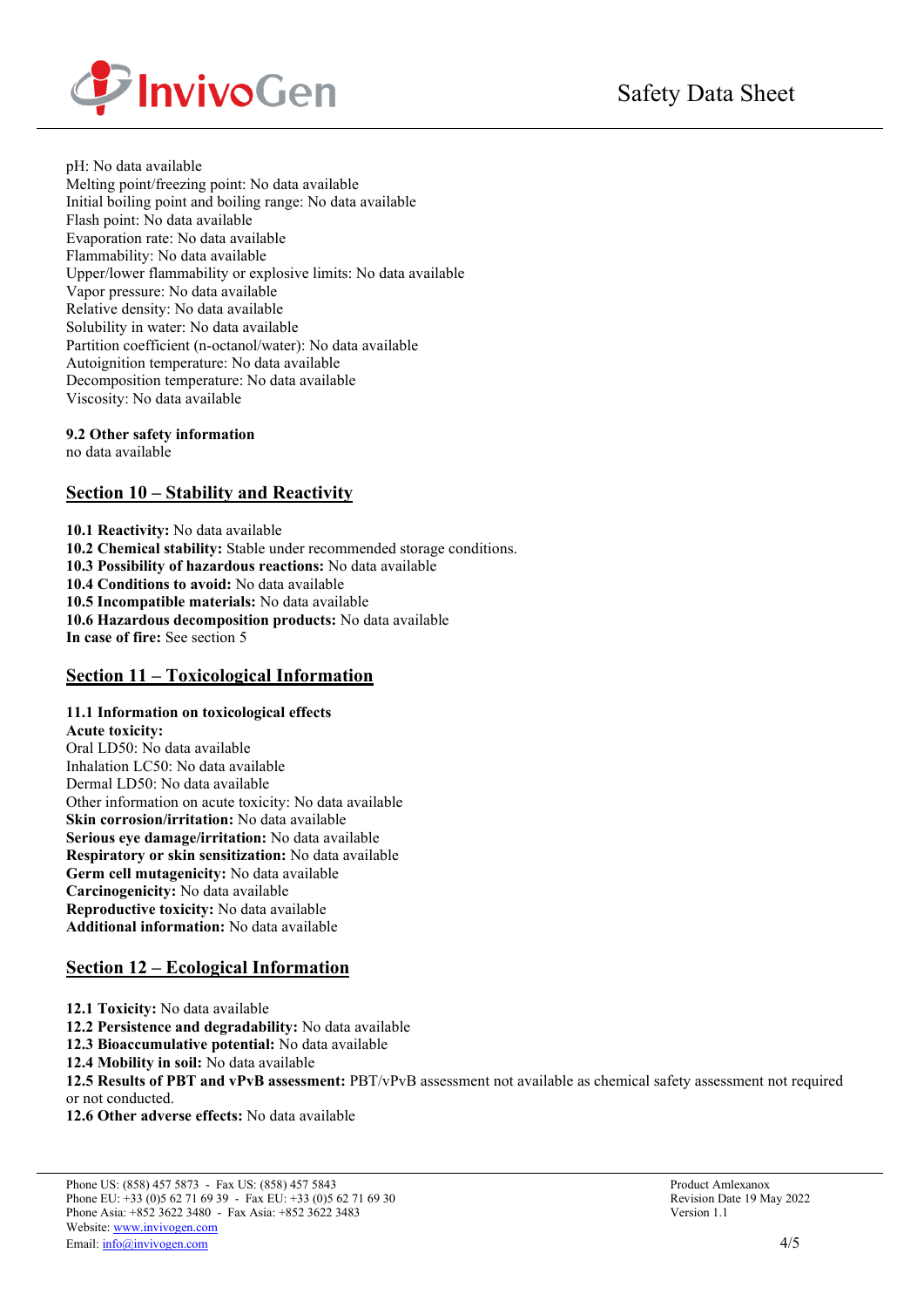pH: No data available
Melting point/freezing point: No data available
Initial boiling point and boiling range: No data available
Flash point: No data available
Evaporation rate: No data available
Flammability: No data available
Upper/lower flammability or explosive limits: No data available
Vapor pressure: No data available
Relative density: No data available
Solubility in water: No data available
Partition coefficient (n-octanol/water): No data available
Autoignition temperature: No data available
Decomposition temperature: No data available
Viscosity: No data available

**9.2 Other safety information**
no data available

## Section 10 – Stability and Reactivity

**10.1 Reactivity:** No data available
**10.2 Chemical stability:** Stable under recommended storage conditions.
**10.3 Possibility of hazardous reactions:** No data available
**10.4 Conditions to avoid:** No data available
**10.5 Incompatible materials:** No data available
**10.6 Hazardous decomposition products:** No data available
**In case of fire:** See section 5

## Section 11 – Toxicological Information

**11.1 Information on toxicological effects**
**Acute toxicity:**
Oral LD50: No data available
Inhalation LC50: No data available
Dermal LD50: No data available
Other information on acute toxicity: No data available
**Skin corrosion/irritation:** No data available
**Serious eye damage/irritation:** No data available
**Respiratory or skin sensitization:** No data available
**Germ cell mutagenicity:** No data available
**Carcinogenicity:** No data available
**Reproductive toxicity:** No data available
**Additional information:** No data available

## Section 12 – Ecological Information

**12.1 Toxicity:** No data available
**12.2 Persistence and degradability:** No data available
**12.3 Bioaccumulative potential:** No data available
**12.4 Mobility in soil:** No data available
**12.5 Results of PBT and vPvB assessment:** PBT/vPvB assessment not available as chemical safety assessment not required or not conducted.
**12.6 Other adverse effects:** No data available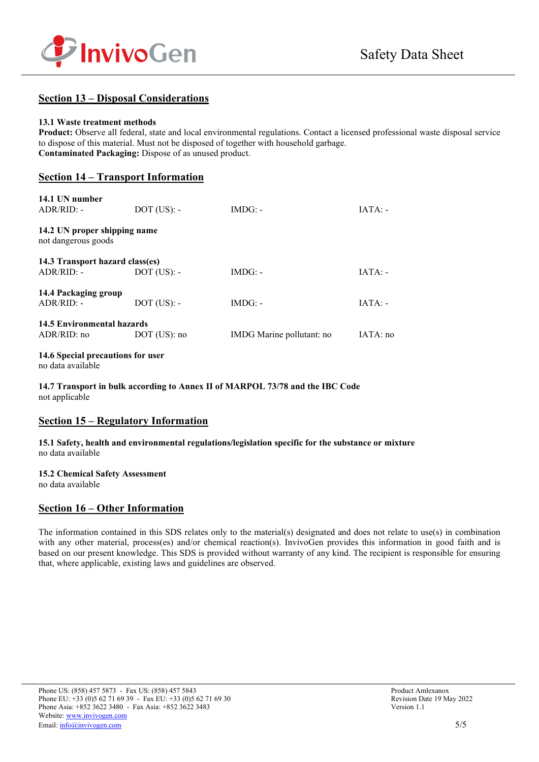## Section 13 – Disposal Considerations

**13.1 Waste treatment methods**

**Product:** Observe all federal, state and local environmental regulations. Contact a licensed professional waste disposal service to dispose of this material. Must not be disposed of together with household garbage.

**Contaminated Packaging:** Dispose of as unused product.

## Section 14 – Transport Information

**14.1 UN number**

| | | | |
|---|---|---|---|
| ADR/RID: - | DOT (US): - | IMDG: - | IATA: - |

**14.2 UN proper shipping name**

not dangerous goods

**14.3 Transport hazard class(es)**

| | | | |
|---|---|---|---|
| ADR/RID: - | DOT (US): - | IMDG: - | IATA: - |

**14.4 Packaging group**

| | | | |
|---|---|---|---|
| ADR/RID: - | DOT (US): - | IMDG: - | IATA: - |

**14.5 Environmental hazards**

| | | | |
|---|---|---|---|
| ADR/RID: no | DOT (US): no | IMDG Marine pollutant: no | IATA: no |

**14.6 Special precautions for user**

no data available

**14.7 Transport in bulk according to Annex II of MARPOL 73/78 and the IBC Code**

not applicable

## Section 15 – Regulatory Information

**15.1 Safety, health and environmental regulations/legislation specific for the substance or mixture**

no data available

**15.2 Chemical Safety Assessment**

no data available

## Section 16 – Other Information

The information contained in this SDS relates only to the material(s) designated and does not relate to use(s) in combination with any other material, process(es) and/or chemical reaction(s). InvivoGen provides this information in good faith and is based on our present knowledge. This SDS is provided without warranty of any kind. The recipient is responsible for ensuring that, where applicable, existing laws and guidelines are observed.